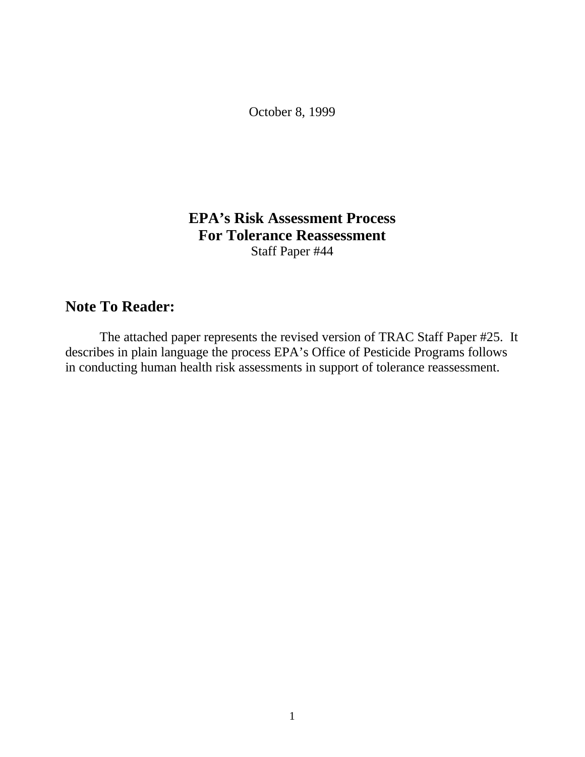October 8, 1999

# EPA's Risk Assessment Process
# For Tolerance Reassessment

Staff Paper #44

## Note To Reader:

The attached paper represents the revised version of TRAC Staff Paper #25. It describes in plain language the process EPA's Office of Pesticide Programs follows in conducting human health risk assessments in support of tolerance reassessment.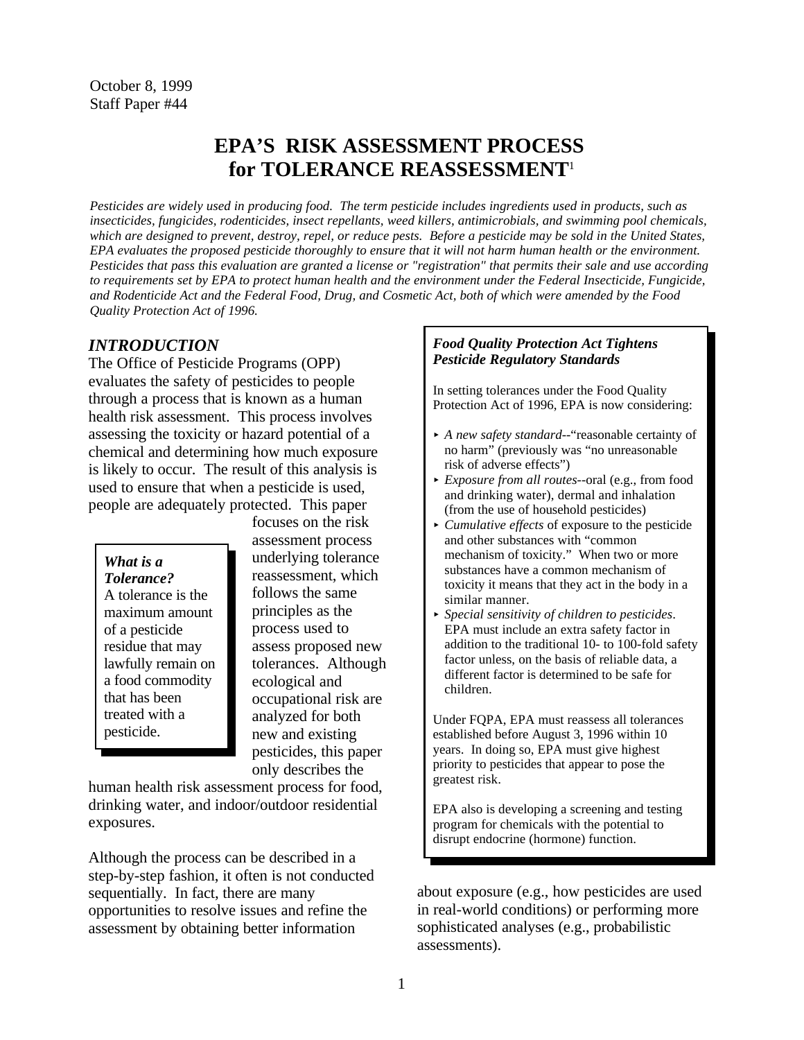October 8, 1999
Staff Paper #44

# EPA'S RISK ASSESSMENT PROCESS for TOLERANCE REASSESSMENT[1]

*Pesticides are widely used in producing food. The term pesticide includes ingredients used in products, such as insecticides, fungicides, rodenticides, insect repellants, weed killers, antimicrobials, and swimming pool chemicals, which are designed to prevent, destroy, repel, or reduce pests. Before a pesticide may be sold in the United States, EPA evaluates the proposed pesticide thoroughly to ensure that it will not harm human health or the environment. Pesticides that pass this evaluation are granted a license or "registration" that permits their sale and use according to requirements set by EPA to protect human health and the environment under the Federal Insecticide, Fungicide, and Rodenticide Act and the Federal Food, Drug, and Cosmetic Act, both of which were amended by the Food Quality Protection Act of 1996.*

## *INTRODUCTION*

The Office of Pesticide Programs (OPP) evaluates the safety of pesticides to people through a process that is known as a human health risk assessment. This process involves assessing the toxicity or hazard potential of a chemical and determining how much exposure is likely to occur. The result of this analysis is used to ensure that when a pesticide is used, people are adequately protected. This paper focuses on the risk assessment process underlying tolerance reassessment, which follows the same principles as the process used to assess proposed new tolerances. Although ecological and occupational risk are analyzed for both new and existing pesticides, this paper only describes the human health risk assessment process for food, drinking water, and indoor/outdoor residential exposures.

> ***What is a Tolerance?***
> A tolerance is the maximum amount of a pesticide residue that may lawfully remain on a food commodity that has been treated with a pesticide.

Although the process can be described in a step-by-step fashion, it often is not conducted sequentially. In fact, there are many opportunities to resolve issues and refine the assessment by obtaining better information about exposure (e.g., how pesticides are used in real-world conditions) or performing more sophisticated analyses (e.g., probabilistic assessments).

> ***Food Quality Protection Act Tightens Pesticide Regulatory Standards***
>
> In setting tolerances under the Food Quality Protection Act of 1996, EPA is now considering:
>
> - *A new safety standard*--"reasonable certainty of no harm" (previously was "no unreasonable risk of adverse effects")
> - *Exposure from all routes*--oral (e.g., from food and drinking water), dermal and inhalation (from the use of household pesticides)
> - *Cumulative effects* of exposure to the pesticide and other substances with "common mechanism of toxicity." When two or more substances have a common mechanism of toxicity it means that they act in the body in a similar manner.
> - *Special sensitivity of children to pesticides*. EPA must include an extra safety factor in addition to the traditional 10- to 100-fold safety factor unless, on the basis of reliable data, a different factor is determined to be safe for children.
>
> Under FQPA, EPA must reassess all tolerances established before August 3, 1996 within 10 years. In doing so, EPA must give highest priority to pesticides that appear to pose the greatest risk.
>
> EPA also is developing a screening and testing program for chemicals with the potential to disrupt endocrine (hormone) function.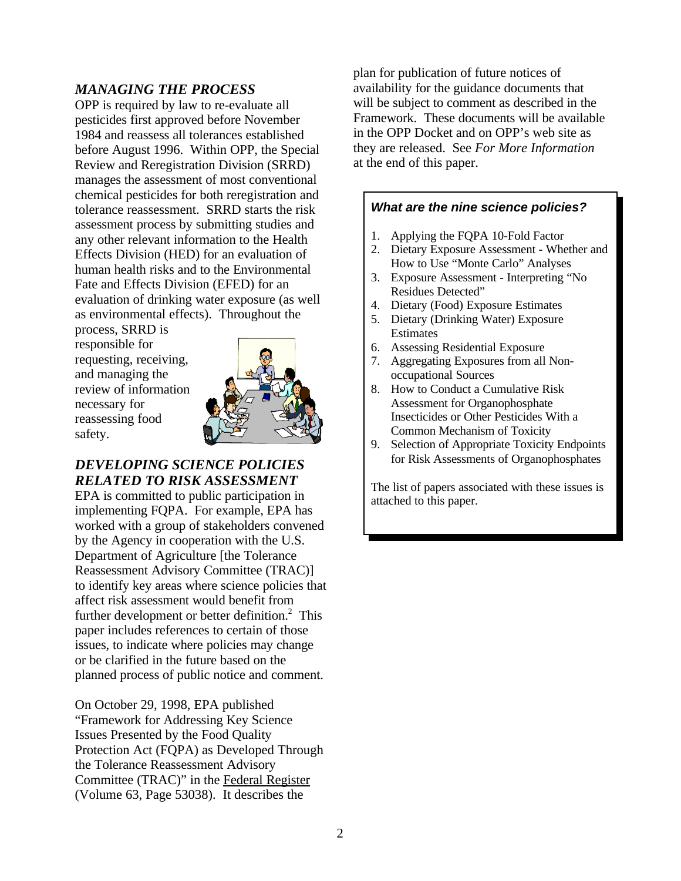## *MANAGING THE PROCESS*

OPP is required by law to re-evaluate all pesticides first approved before November 1984 and reassess all tolerances established before August 1996. Within OPP, the Special Review and Reregistration Division (SRRD) manages the assessment of most conventional chemical pesticides for both reregistration and tolerance reassessment. SRRD starts the risk assessment process by submitting studies and any other relevant information to the Health Effects Division (HED) for an evaluation of human health risks and to the Environmental Fate and Effects Division (EFED) for an evaluation of drinking water exposure (as well as environmental effects). Throughout the process, SRRD is responsible for requesting, receiving, and managing the review of information necessary for reassessing food safety.

## *DEVELOPING SCIENCE POLICIES RELATED TO RISK ASSESSMENT*

EPA is committed to public participation in implementing FQPA. For example, EPA has worked with a group of stakeholders convened by the Agency in cooperation with the U.S. Department of Agriculture [the Tolerance Reassessment Advisory Committee (TRAC)] to identify key areas where science policies that affect risk assessment would benefit from further development or better definition.[2] This paper includes references to certain of those issues, to indicate where policies may change or be clarified in the future based on the planned process of public notice and comment.

On October 29, 1998, EPA published "Framework for Addressing Key Science Issues Presented by the Food Quality Protection Act (FQPA) as Developed Through the Tolerance Reassessment Advisory Committee (TRAC)" in the Federal Register (Volume 63, Page 53038). It describes the plan for publication of future notices of availability for the guidance documents that will be subject to comment as described in the Framework. These documents will be available in the OPP Docket and on OPP's web site as they are released. See *For More Information* at the end of this paper.

***What are the nine science policies?***

1. Applying the FQPA 10-Fold Factor
2. Dietary Exposure Assessment - Whether and How to Use "Monte Carlo" Analyses
3. Exposure Assessment - Interpreting "No Residues Detected"
4. Dietary (Food) Exposure Estimates
5. Dietary (Drinking Water) Exposure Estimates
6. Assessing Residential Exposure
7. Aggregating Exposures from all Non-occupational Sources
8. How to Conduct a Cumulative Risk Assessment for Organophosphate Insecticides or Other Pesticides With a Common Mechanism of Toxicity
9. Selection of Appropriate Toxicity Endpoints for Risk Assessments of Organophosphates

The list of papers associated with these issues is attached to this paper.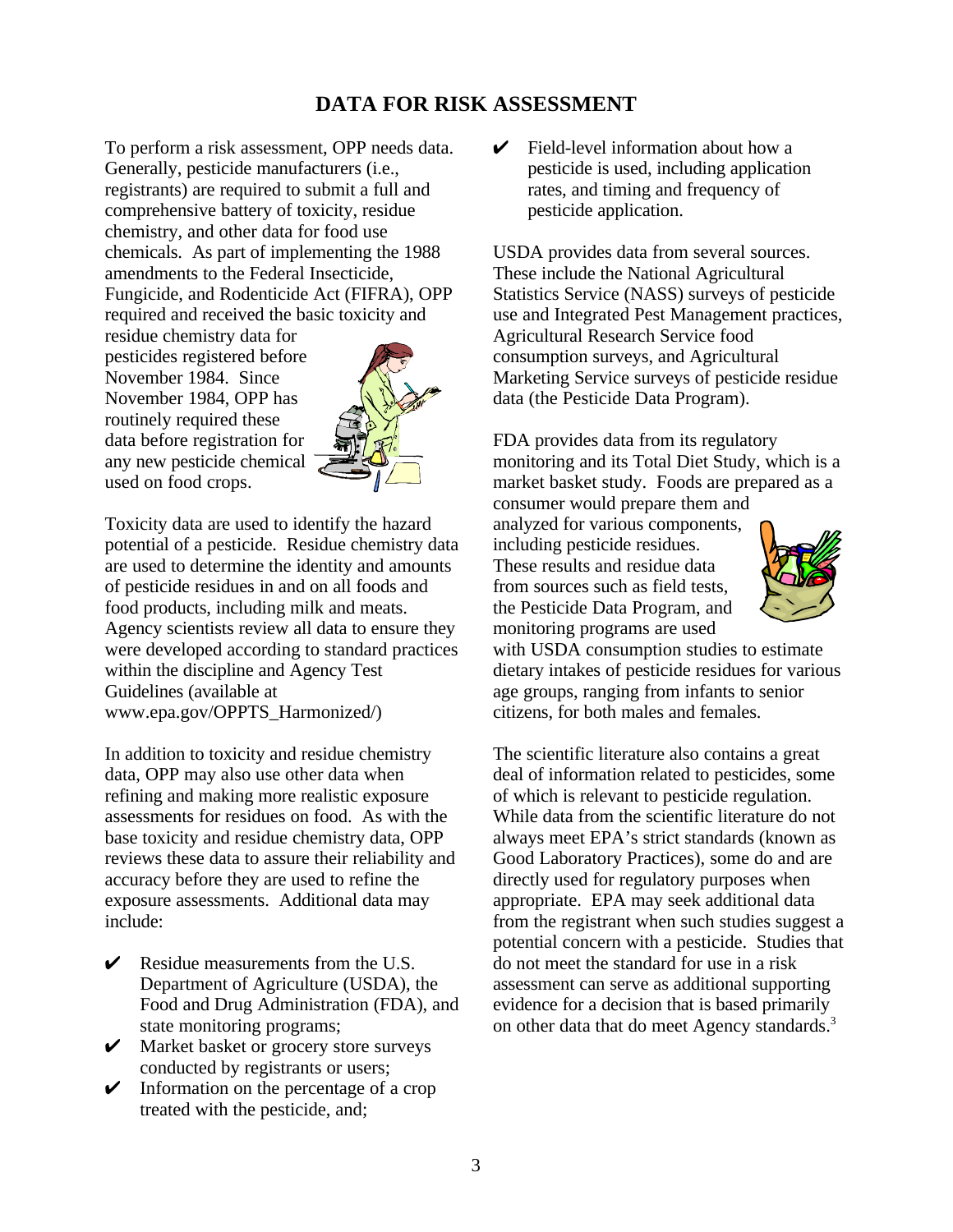## DATA FOR RISK ASSESSMENT

To perform a risk assessment, OPP needs data. Generally, pesticide manufacturers (i.e., registrants) are required to submit a full and comprehensive battery of toxicity, residue chemistry, and other data for food use chemicals. As part of implementing the 1988 amendments to the Federal Insecticide, Fungicide, and Rodenticide Act (FIFRA), OPP required and received the basic toxicity and residue chemistry data for pesticides registered before November 1984. Since November 1984, OPP has routinely required these data before registration for any new pesticide chemical used on food crops.

Toxicity data are used to identify the hazard potential of a pesticide. Residue chemistry data are used to determine the identity and amounts of pesticide residues in and on all foods and food products, including milk and meats. Agency scientists review all data to ensure they were developed according to standard practices within the discipline and Agency Test Guidelines (available at www.epa.gov/OPPTS_Harmonized/)

In addition to toxicity and residue chemistry data, OPP may also use other data when refining and making more realistic exposure assessments for residues on food. As with the base toxicity and residue chemistry data, OPP reviews these data to assure their reliability and accuracy before they are used to refine the exposure assessments. Additional data may include:

- ✔ Residue measurements from the U.S. Department of Agriculture (USDA), the Food and Drug Administration (FDA), and state monitoring programs;
- ✔ Market basket or grocery store surveys conducted by registrants or users;
- ✔ Information on the percentage of a crop treated with the pesticide, and;
- ✔ Field-level information about how a pesticide is used, including application rates, and timing and frequency of pesticide application.

USDA provides data from several sources. These include the National Agricultural Statistics Service (NASS) surveys of pesticide use and Integrated Pest Management practices, Agricultural Research Service food consumption surveys, and Agricultural Marketing Service surveys of pesticide residue data (the Pesticide Data Program).

FDA provides data from its regulatory monitoring and its Total Diet Study, which is a market basket study. Foods are prepared as a consumer would prepare them and analyzed for various components, including pesticide residues. These results and residue data from sources such as field tests, the Pesticide Data Program, and monitoring programs are used with USDA consumption studies to estimate dietary intakes of pesticide residues for various age groups, ranging from infants to senior citizens, for both males and females.

The scientific literature also contains a great deal of information related to pesticides, some of which is relevant to pesticide regulation. While data from the scientific literature do not always meet EPA's strict standards (known as Good Laboratory Practices), some do and are directly used for regulatory purposes when appropriate. EPA may seek additional data from the registrant when such studies suggest a potential concern with a pesticide. Studies that do not meet the standard for use in a risk assessment can serve as additional supporting evidence for a decision that is based primarily on other data that do meet Agency standards.[3]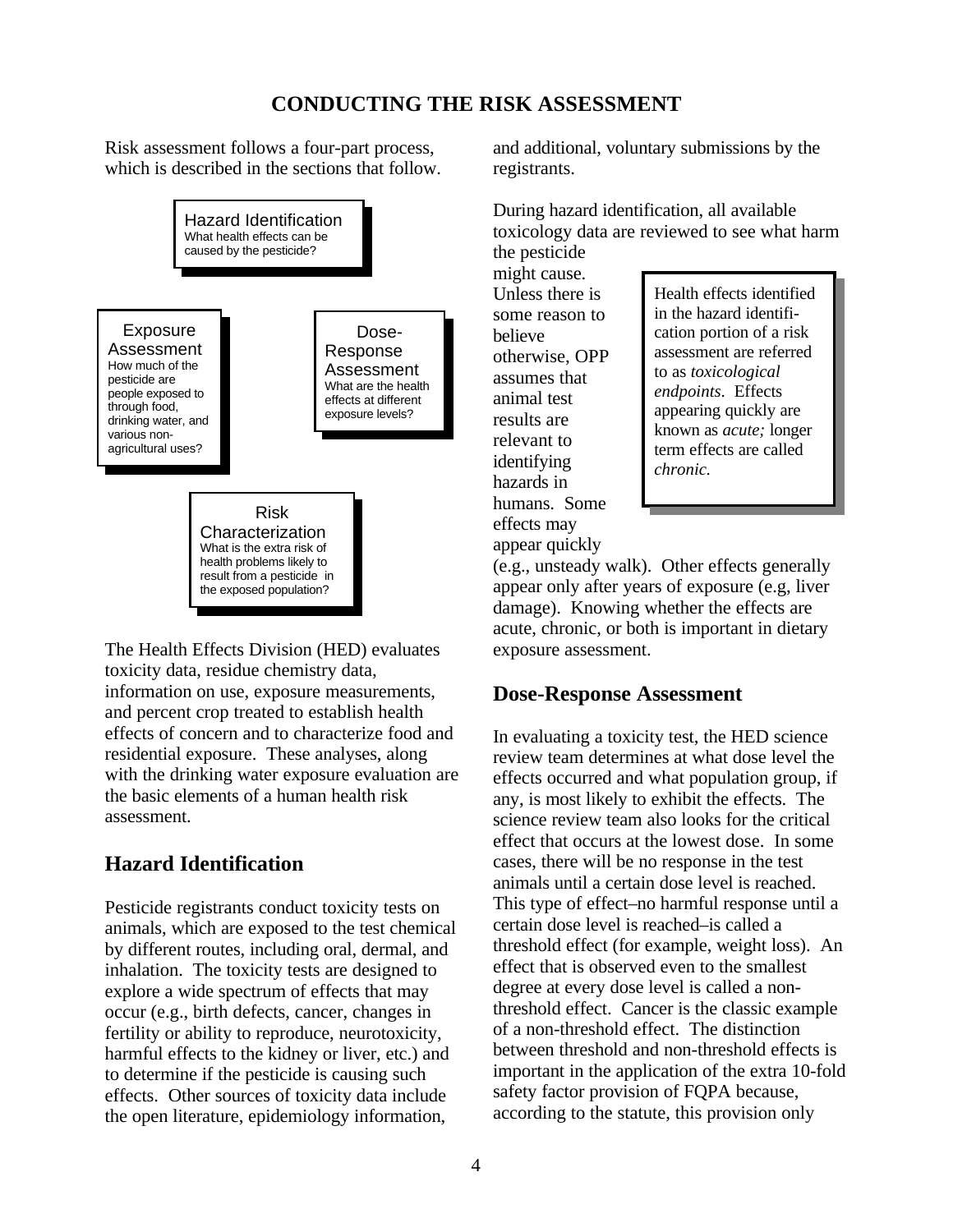# CONDUCTING THE RISK ASSESSMENT

Risk assessment follows a four-part process, which is described in the sections that follow.

**Hazard Identification**
What health effects can be caused by the pesticide?

**Exposure Assessment**
How much of the pesticide are people exposed to through food, drinking water, and various non-agricultural uses?

**Dose-Response Assessment**
What are the health effects at different exposure levels?

**Risk Characterization**
What is the extra risk of health problems likely to result from a pesticide in the exposed population?

The Health Effects Division (HED) evaluates toxicity data, residue chemistry data, information on use, exposure measurements, and percent crop treated to establish health effects of concern and to characterize food and residential exposure. These analyses, along with the drinking water exposure evaluation are the basic elements of a human health risk assessment.

## Hazard Identification

Pesticide registrants conduct toxicity tests on animals, which are exposed to the test chemical by different routes, including oral, dermal, and inhalation. The toxicity tests are designed to explore a wide spectrum of effects that may occur (e.g., birth defects, cancer, changes in fertility or ability to reproduce, neurotoxicity, harmful effects to the kidney or liver, etc.) and to determine if the pesticide is causing such effects. Other sources of toxicity data include the open literature, epidemiology information, and additional, voluntary submissions by the registrants.

During hazard identification, all available toxicology data are reviewed to see what harm the pesticide might cause. Unless there is some reason to believe otherwise, OPP assumes that animal test results are relevant to identifying hazards in humans. Some effects may appear quickly (e.g., unsteady walk). Other effects generally appear only after years of exposure (e.g, liver damage). Knowing whether the effects are acute, chronic, or both is important in dietary exposure assessment.

> Health effects identified in the hazard identification portion of a risk assessment are referred to as *toxicological endpoints*. Effects appearing quickly are known as *acute;* longer term effects are called *chronic.*

## Dose-Response Assessment

In evaluating a toxicity test, the HED science review team determines at what dose level the effects occurred and what population group, if any, is most likely to exhibit the effects. The science review team also looks for the critical effect that occurs at the lowest dose. In some cases, there will be no response in the test animals until a certain dose level is reached. This type of effect–no harmful response until a certain dose level is reached–is called a threshold effect (for example, weight loss). An effect that is observed even to the smallest degree at every dose level is called a non-threshold effect. Cancer is the classic example of a non-threshold effect. The distinction between threshold and non-threshold effects is important in the application of the extra 10-fold safety factor provision of FQPA because, according to the statute, this provision only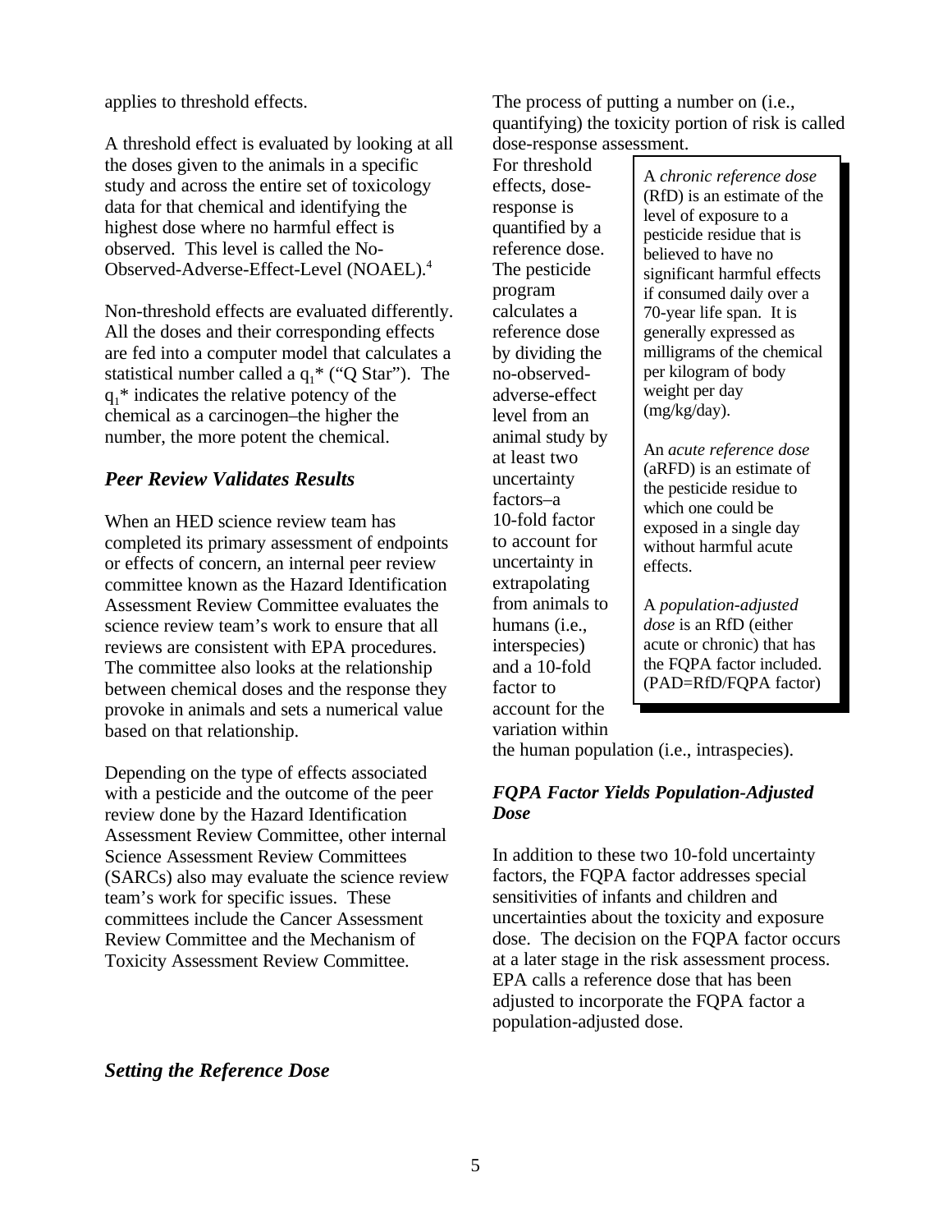applies to threshold effects.

A threshold effect is evaluated by looking at all the doses given to the animals in a specific study and across the entire set of toxicology data for that chemical and identifying the highest dose where no harmful effect is observed. This level is called the No-Observed-Adverse-Effect-Level (NOAEL).[4]

Non-threshold effects are evaluated differently. All the doses and their corresponding effects are fed into a computer model that calculates a statistical number called a $q_1$* ("Q Star"). The $q_1$* indicates the relative potency of the chemical as a carcinogen–the higher the number, the more potent the chemical.

### *Peer Review Validates Results*

When an HED science review team has completed its primary assessment of endpoints or effects of concern, an internal peer review committee known as the Hazard Identification Assessment Review Committee evaluates the science review team's work to ensure that all reviews are consistent with EPA procedures. The committee also looks at the relationship between chemical doses and the response they provoke in animals and sets a numerical value based on that relationship.

Depending on the type of effects associated with a pesticide and the outcome of the peer review done by the Hazard Identification Assessment Review Committee, other internal Science Assessment Review Committees (SARCs) also may evaluate the science review team's work for specific issues. These committees include the Cancer Assessment Review Committee and the Mechanism of Toxicity Assessment Review Committee.

### *Setting the Reference Dose*

The process of putting a number on (i.e., quantifying) the toxicity portion of risk is called dose-response assessment. For threshold effects, dose-response is quantified by a reference dose. The pesticide program calculates a reference dose by dividing the no-observed-adverse-effect level from an animal study by at least two uncertainty factors–a 10-fold factor to account for uncertainty in extrapolating from animals to humans (i.e., interspecies) and a 10-fold factor to account for the variation within the human population (i.e., intraspecies).

> A *chronic reference dose* (RfD) is an estimate of the level of exposure to a pesticide residue that is believed to have no significant harmful effects if consumed daily over a 70-year life span. It is generally expressed as milligrams of the chemical per kilogram of body weight per day (mg/kg/day).
>
> An *acute reference dose* (aRFD) is an estimate of the pesticide residue to which one could be exposed in a single day without harmful acute effects.
>
> A *population-adjusted dose* is an RfD (either acute or chronic) that has the FQPA factor included. (PAD=RfD/FQPA factor)

### *FQPA Factor Yields Population-Adjusted Dose*

In addition to these two 10-fold uncertainty factors, the FQPA factor addresses special sensitivities of infants and children and uncertainties about the toxicity and exposure dose. The decision on the FQPA factor occurs at a later stage in the risk assessment process. EPA calls a reference dose that has been adjusted to incorporate the FQPA factor a population-adjusted dose.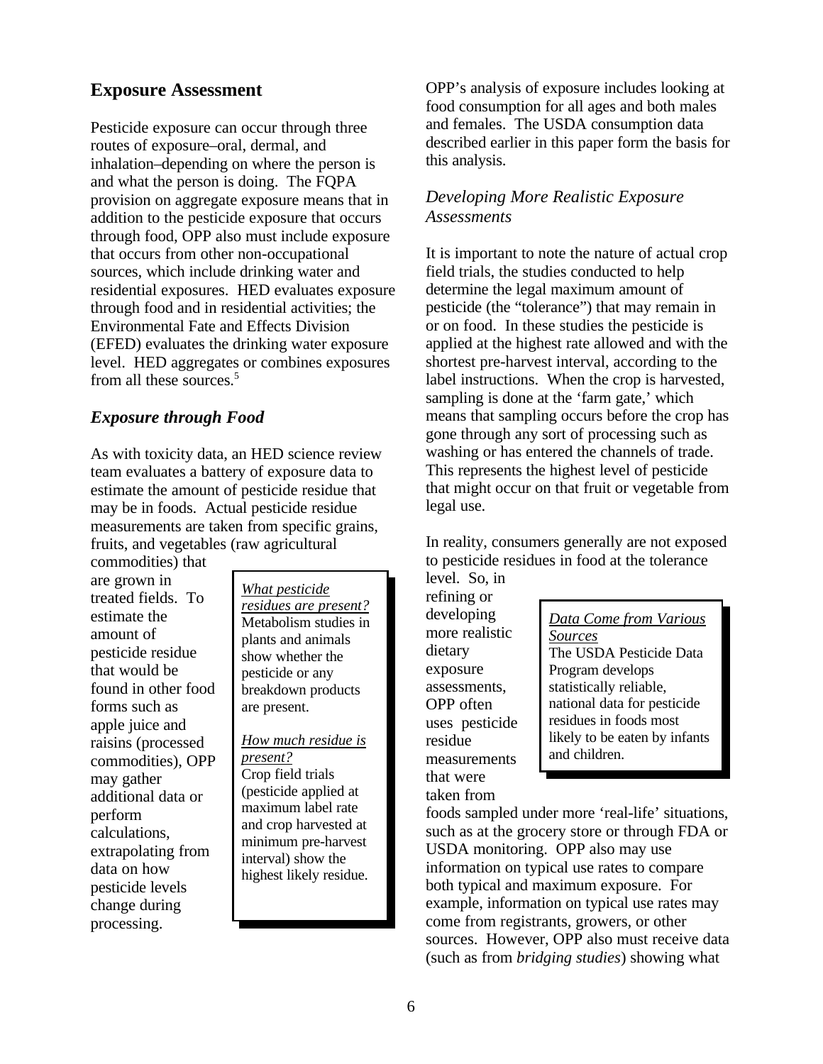## Exposure Assessment

Pesticide exposure can occur through three routes of exposure–oral, dermal, and inhalation–depending on where the person is and what the person is doing. The FQPA provision on aggregate exposure means that in addition to the pesticide exposure that occurs through food, OPP also must include exposure that occurs from other non-occupational sources, which include drinking water and residential exposures. HED evaluates exposure through food and in residential activities; the Environmental Fate and Effects Division (EFED) evaluates the drinking water exposure level. HED aggregates or combines exposures from all these sources.[5]

### *Exposure through Food*

As with toxicity data, an HED science review team evaluates a battery of exposure data to estimate the amount of pesticide residue that may be in foods. Actual pesticide residue measurements are taken from specific grains, fruits, and vegetables (raw agricultural commodities) that are grown in treated fields. To estimate the amount of pesticide residue that would be found in other food forms such as apple juice and raisins (processed commodities), OPP may gather additional data or perform calculations, extrapolating from data on how pesticide levels change during processing.

> <u>*What pesticide residues are present?*</u>
> Metabolism studies in plants and animals show whether the pesticide or any breakdown products are present.
>
> <u>*How much residue is present?*</u>
> Crop field trials (pesticide applied at maximum label rate and crop harvested at minimum pre-harvest interval) show the highest likely residue.

OPP's analysis of exposure includes looking at food consumption for all ages and both males and females. The USDA consumption data described earlier in this paper form the basis for this analysis.

#### *Developing More Realistic Exposure Assessments*

It is important to note the nature of actual crop field trials, the studies conducted to help determine the legal maximum amount of pesticide (the "tolerance") that may remain in or on food. In these studies the pesticide is applied at the highest rate allowed and with the shortest pre-harvest interval, according to the label instructions. When the crop is harvested, sampling is done at the 'farm gate,' which means that sampling occurs before the crop has gone through any sort of processing such as washing or has entered the channels of trade. This represents the highest level of pesticide that might occur on that fruit or vegetable from legal use.

In reality, consumers generally are not exposed to pesticide residues in food at the tolerance level. So, in refining or developing more realistic dietary exposure assessments, OPP often uses pesticide residue measurements that were taken from foods sampled under more 'real-life' situations, such as at the grocery store or through FDA or USDA monitoring. OPP also may use information on typical use rates to compare both typical and maximum exposure. For example, information on typical use rates may come from registrants, growers, or other sources. However, OPP also must receive data (such as from *bridging studies*) showing what

> <u>*Data Come from Various Sources*</u>
> The USDA Pesticide Data Program develops statistically reliable, national data for pesticide residues in foods most likely to be eaten by infants and children.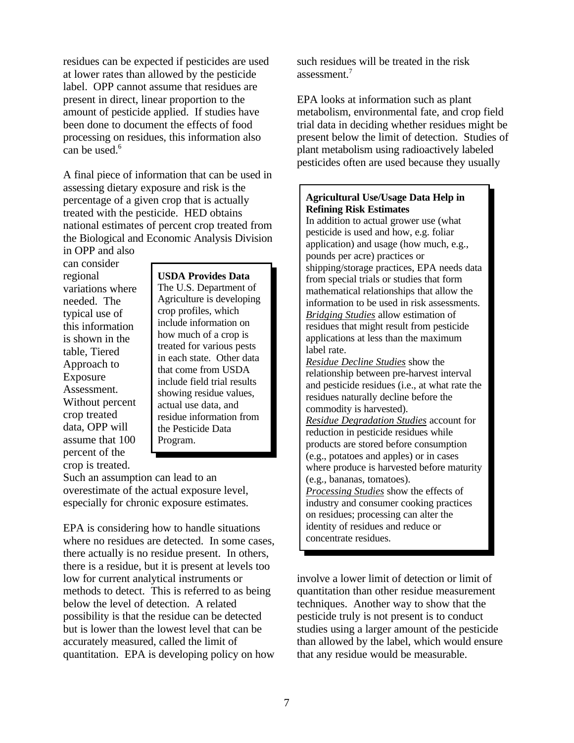residues can be expected if pesticides are used at lower rates than allowed by the pesticide label. OPP cannot assume that residues are present in direct, linear proportion to the amount of pesticide applied. If studies have been done to document the effects of food processing on residues, this information also can be used.[6]

A final piece of information that can be used in assessing dietary exposure and risk is the percentage of a given crop that is actually treated with the pesticide. HED obtains national estimates of percent crop treated from the Biological and Economic Analysis Division in OPP and also can consider regional variations where needed. The typical use of this information is shown in the table, Tiered Approach to Exposure Assessment. Without percent crop treated data, OPP will assume that 100 percent of the crop is treated. Such an assumption can lead to an overestimate of the actual exposure level, especially for chronic exposure estimates.

> **USDA Provides Data**
> The U.S. Department of Agriculture is developing crop profiles, which include information on how much of a crop is treated for various pests in each state. Other data that come from USDA include field trial results showing residue values, actual use data, and residue information from the Pesticide Data Program.

EPA is considering how to handle situations where no residues are detected. In some cases, there actually is no residue present. In others, there is a residue, but it is present at levels too low for current analytical instruments or methods to detect. This is referred to as being below the level of detection. A related possibility is that the residue can be detected but is lower than the lowest level that can be accurately measured, called the limit of quantitation. EPA is developing policy on how such residues will be treated in the risk assessment.[7]

EPA looks at information such as plant metabolism, environmental fate, and crop field trial data in deciding whether residues might be present below the limit of detection. Studies of plant metabolism using radioactively labeled pesticides often are used because they usually involve a lower limit of detection or limit of quantitation than other residue measurement techniques. Another way to show that the pesticide truly is not present is to conduct studies using a larger amount of the pesticide than allowed by the label, which would ensure that any residue would be measurable.

> **Agricultural Use/Usage Data Help in Refining Risk Estimates**
> In addition to actual grower use (what pesticide is used and how, e.g. foliar application) and usage (how much, e.g., pounds per acre) practices or shipping/storage practices, EPA needs data from special trials or studies that form mathematical relationships that allow the information to be used in risk assessments.
> *Bridging Studies* allow estimation of residues that might result from pesticide applications at less than the maximum label rate.
> *Residue Decline Studies* show the relationship between pre-harvest interval and pesticide residues (i.e., at what rate the residues naturally decline before the commodity is harvested).
> *Residue Degradation Studies* account for reduction in pesticide residues while products are stored before consumption (e.g., potatoes and apples) or in cases where produce is harvested before maturity (e.g., bananas, tomatoes).
> *Processing Studies* show the effects of industry and consumer cooking practices on residues; processing can alter the identity of residues and reduce or concentrate residues.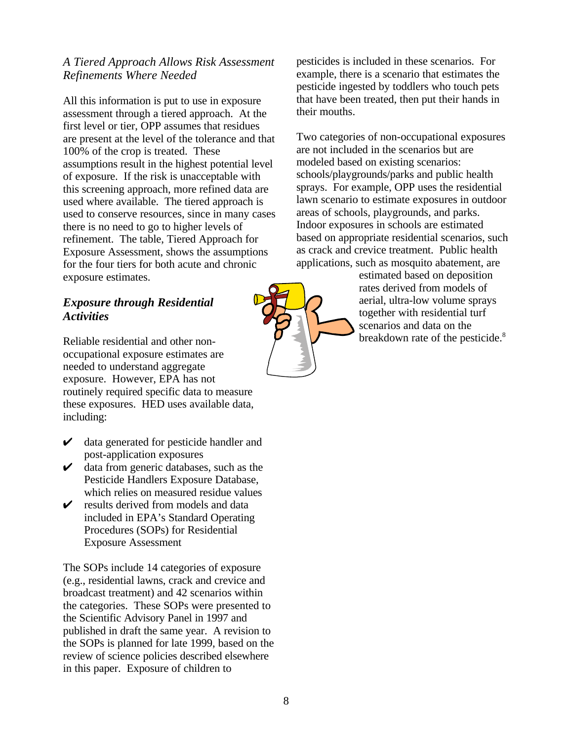*A Tiered Approach Allows Risk Assessment Refinements Where Needed*

All this information is put to use in exposure assessment through a tiered approach. At the first level or tier, OPP assumes that residues are present at the level of the tolerance and that 100% of the crop is treated. These assumptions result in the highest potential level of exposure. If the risk is unacceptable with this screening approach, more refined data are used where available. The tiered approach is used to conserve resources, since in many cases there is no need to go to higher levels of refinement. The table, Tiered Approach for Exposure Assessment, shows the assumptions for the four tiers for both acute and chronic exposure estimates.

## *Exposure through Residential Activities*

Reliable residential and other non-occupational exposure estimates are needed to understand aggregate exposure. However, EPA has not routinely required specific data to measure these exposures. HED uses available data, including:

- ✔ data generated for pesticide handler and post-application exposures
- ✔ data from generic databases, such as the Pesticide Handlers Exposure Database, which relies on measured residue values
- ✔ results derived from models and data included in EPA's Standard Operating Procedures (SOPs) for Residential Exposure Assessment

The SOPs include 14 categories of exposure (e.g., residential lawns, crack and crevice and broadcast treatment) and 42 scenarios within the categories. These SOPs were presented to the Scientific Advisory Panel in 1997 and published in draft the same year. A revision to the SOPs is planned for late 1999, based on the review of science policies described elsewhere in this paper. Exposure of children to pesticides is included in these scenarios. For example, there is a scenario that estimates the pesticide ingested by toddlers who touch pets that have been treated, then put their hands in their mouths.

Two categories of non-occupational exposures are not included in the scenarios but are modeled based on existing scenarios: schools/playgrounds/parks and public health sprays. For example, OPP uses the residential lawn scenario to estimate exposures in outdoor areas of schools, playgrounds, and parks. Indoor exposures in schools are estimated based on appropriate residential scenarios, such as crack and crevice treatment. Public health applications, such as mosquito abatement, are estimated based on deposition rates derived from models of aerial, ultra-low volume sprays together with residential turf scenarios and data on the breakdown rate of the pesticide.[8]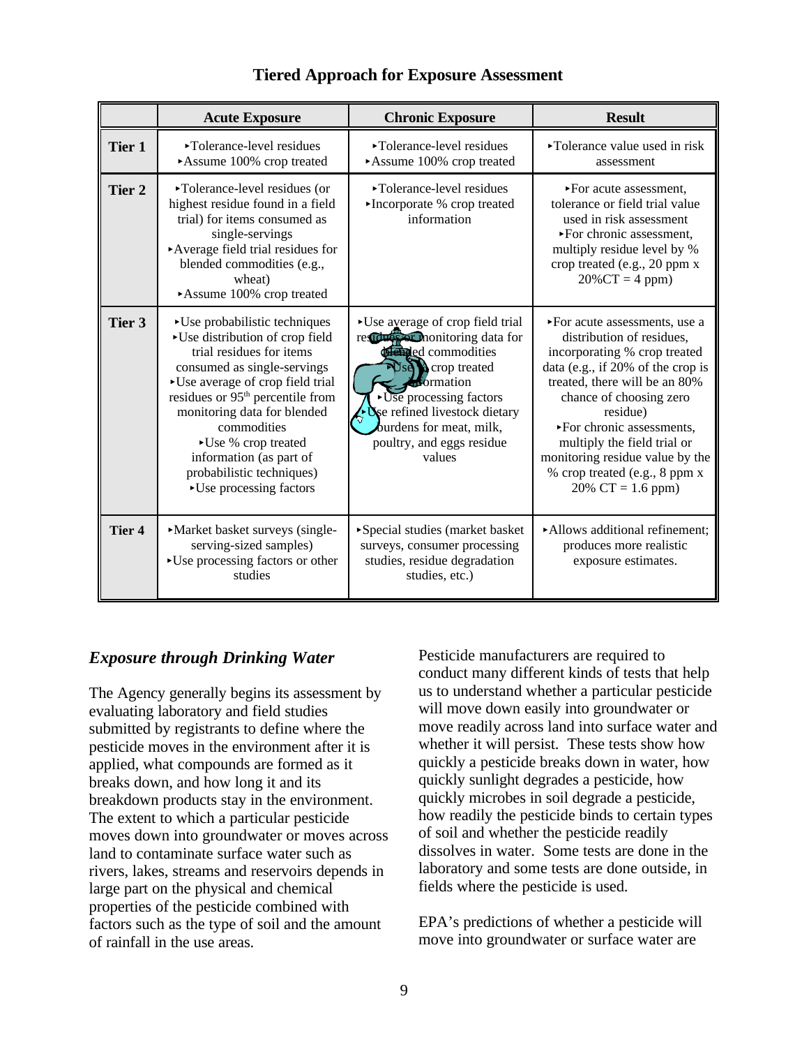## Tiered Approach for Exposure Assessment

| | Acute Exposure | Chronic Exposure | Result |
|---|---|---|---|
| **Tier 1** | ▸Tolerance-level residues ▸Assume 100% crop treated | ▸Tolerance-level residues ▸Assume 100% crop treated | ▸Tolerance value used in risk assessment |
| **Tier 2** | ▸Tolerance-level residues (or highest residue found in a field trial) for items consumed as single-servings ▸Average field trial residues for blended commodities (e.g., wheat) ▸Assume 100% crop treated | ▸Tolerance-level residues ▸Incorporate % crop treated information | ▸For acute assessment, tolerance or field trial value used in risk assessment ▸For chronic assessment, multiply residue level by % crop treated (e.g., 20 ppm x 20%CT = 4 ppm) |
| **Tier 3** | ▸Use probabilistic techniques ▸Use distribution of crop field trial residues for items consumed as single-servings ▸Use average of crop field trial residues or 95th percentile from monitoring data for blended commodities ▸Use % crop treated information (as part of probabilistic techniques) ▸Use processing factors | ▸Use average of crop field trial residues or monitoring data for blended commodities ▸Use % crop treated information ▸Use processing factors ▸Use refined livestock dietary burdens for meat, milk, poultry, and eggs residue values | ▸For acute assessments, use a distribution of residues, incorporating % crop treated data (e.g., if 20% of the crop is treated, there will be an 80% chance of choosing zero residue) ▸For chronic assessments, multiply the field trial or monitoring residue value by the % crop treated (e.g., 8 ppm x 20% CT = 1.6 ppm) |
| **Tier 4** | ▸Market basket surveys (single-serving-sized samples) ▸Use processing factors or other studies | ▸Special studies (market basket surveys, consumer processing studies, residue degradation studies, etc.) | ▸Allows additional refinement; produces more realistic exposure estimates. |

### *Exposure through Drinking Water*

The Agency generally begins its assessment by evaluating laboratory and field studies submitted by registrants to define where the pesticide moves in the environment after it is applied, what compounds are formed as it breaks down, and how long it and its breakdown products stay in the environment. The extent to which a particular pesticide moves down into groundwater or moves across land to contaminate surface water such as rivers, lakes, streams and reservoirs depends in large part on the physical and chemical properties of the pesticide combined with factors such as the type of soil and the amount of rainfall in the use areas.

Pesticide manufacturers are required to conduct many different kinds of tests that help us to understand whether a particular pesticide will move down easily into groundwater or move readily across land into surface water and whether it will persist. These tests show how quickly a pesticide breaks down in water, how quickly sunlight degrades a pesticide, how quickly microbes in soil degrade a pesticide, how readily the pesticide binds to certain types of soil and whether the pesticide readily dissolves in water. Some tests are done in the laboratory and some tests are done outside, in fields where the pesticide is used.

EPA's predictions of whether a pesticide will move into groundwater or surface water are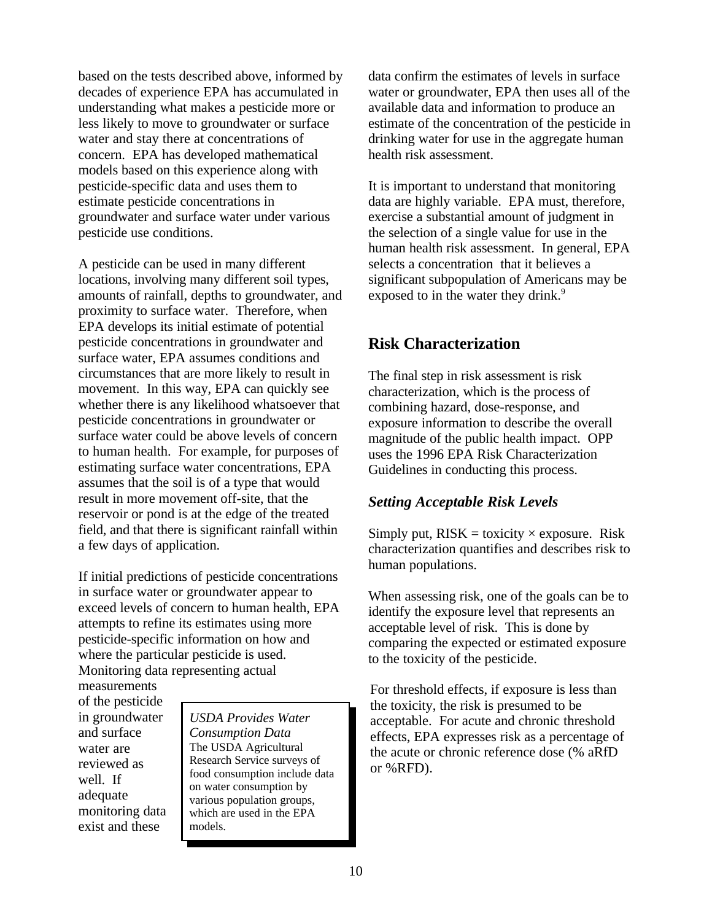based on the tests described above, informed by decades of experience EPA has accumulated in understanding what makes a pesticide more or less likely to move to groundwater or surface water and stay there at concentrations of concern. EPA has developed mathematical models based on this experience along with pesticide-specific data and uses them to estimate pesticide concentrations in groundwater and surface water under various pesticide use conditions.

A pesticide can be used in many different locations, involving many different soil types, amounts of rainfall, depths to groundwater, and proximity to surface water. Therefore, when EPA develops its initial estimate of potential pesticide concentrations in groundwater and surface water, EPA assumes conditions and circumstances that are more likely to result in movement. In this way, EPA can quickly see whether there is any likelihood whatsoever that pesticide concentrations in groundwater or surface water could be above levels of concern to human health. For example, for purposes of estimating surface water concentrations, EPA assumes that the soil is of a type that would result in more movement off-site, that the reservoir or pond is at the edge of the treated field, and that there is significant rainfall within a few days of application.

If initial predictions of pesticide concentrations in surface water or groundwater appear to exceed levels of concern to human health, EPA attempts to refine its estimates using more pesticide-specific information on how and where the particular pesticide is used. Monitoring data representing actual measurements of the pesticide in groundwater and surface water are reviewed as well. If adequate monitoring data exist and these data confirm the estimates of levels in surface water or groundwater, EPA then uses all of the available data and information to produce an estimate of the concentration of the pesticide in drinking water for use in the aggregate human health risk assessment.

> *USDA Provides Water Consumption Data*
> The USDA Agricultural Research Service surveys of food consumption include data on water consumption by various population groups, which are used in the EPA models.

It is important to understand that monitoring data are highly variable. EPA must, therefore, exercise a substantial amount of judgment in the selection of a single value for use in the human health risk assessment. In general, EPA selects a concentration that it believes a significant subpopulation of Americans may be exposed to in the water they drink.[9]

## Risk Characterization

The final step in risk assessment is risk characterization, which is the process of combining hazard, dose-response, and exposure information to describe the overall magnitude of the public health impact. OPP uses the 1996 EPA Risk Characterization Guidelines in conducting this process.

### *Setting Acceptable Risk Levels*

Simply put, RISK = toxicity × exposure. Risk characterization quantifies and describes risk to human populations.

When assessing risk, one of the goals can be to identify the exposure level that represents an acceptable level of risk. This is done by comparing the expected or estimated exposure to the toxicity of the pesticide.

For threshold effects, if exposure is less than the toxicity, the risk is presumed to be acceptable. For acute and chronic threshold effects, EPA expresses risk as a percentage of the acute or chronic reference dose (% aRfD or %RFD).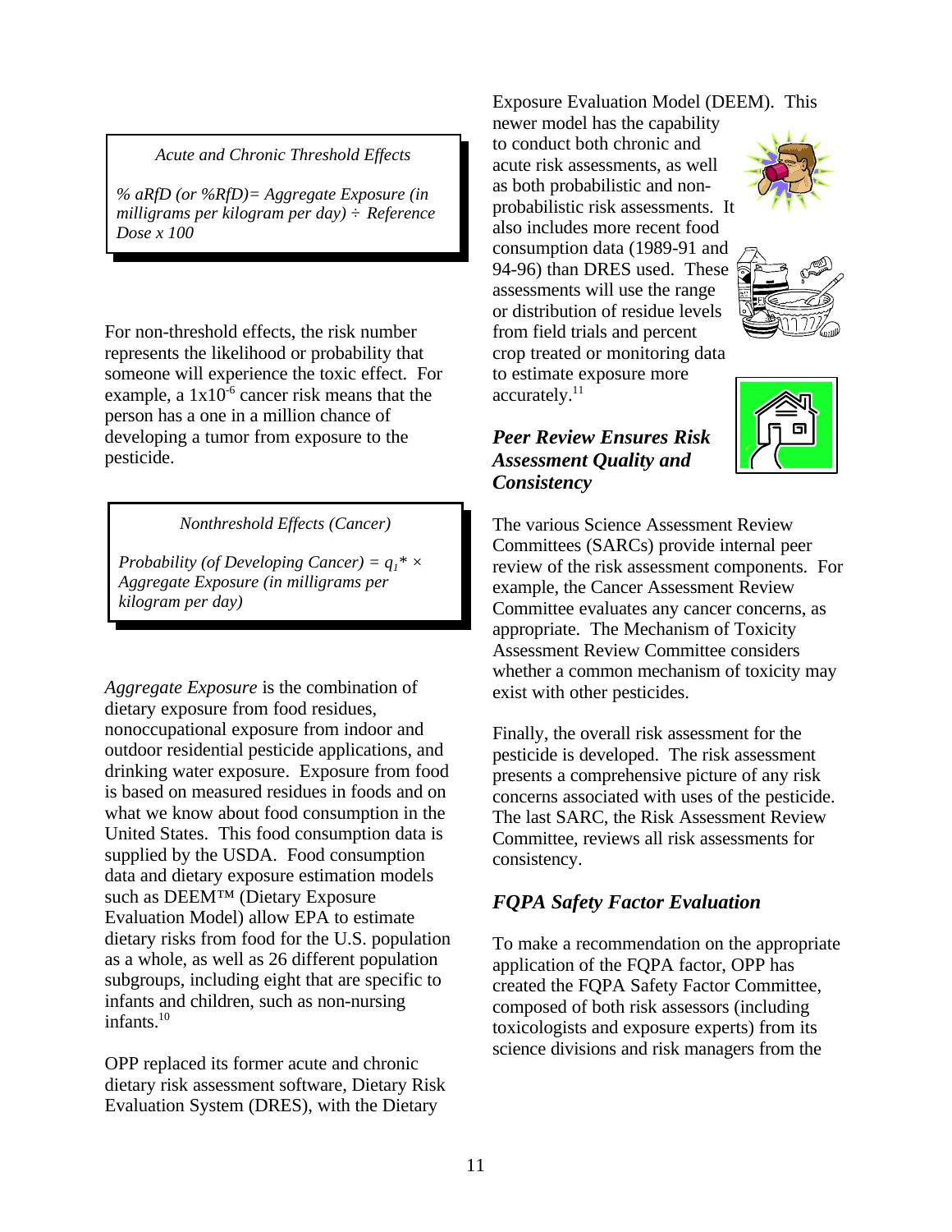*Acute and Chronic Threshold Effects*

*% aRfD (or %RfD)= Aggregate Exposure (in milligrams per kilogram per day) ÷ Reference Dose x 100*

For non-threshold effects, the risk number represents the likelihood or probability that someone will experience the toxic effect. For example, a $1x10^{-6}$ cancer risk means that the person has a one in a million chance of developing a tumor from exposure to the pesticide.

*Nonthreshold Effects (Cancer)*

*Probability (of Developing Cancer) =* $q_1^* \times$ *Aggregate Exposure (in milligrams per kilogram per day)*

*Aggregate Exposure* is the combination of dietary exposure from food residues, nonoccupational exposure from indoor and outdoor residential pesticide applications, and drinking water exposure. Exposure from food is based on measured residues in foods and on what we know about food consumption in the United States. This food consumption data is supplied by the USDA. Food consumption data and dietary exposure estimation models such as DEEM™ (Dietary Exposure Evaluation Model) allow EPA to estimate dietary risks from food for the U.S. population as a whole, as well as 26 different population subgroups, including eight that are specific to infants and children, such as non-nursing infants.[10]

OPP replaced its former acute and chronic dietary risk assessment software, Dietary Risk Evaluation System (DRES), with the Dietary Exposure Evaluation Model (DEEM). This newer model has the capability to conduct both chronic and acute risk assessments, as well as both probabilistic and non-probabilistic risk assessments. It also includes more recent food consumption data (1989-91 and 94-96) than DRES used. These assessments will use the range or distribution of residue levels from field trials and percent crop treated or monitoring data to estimate exposure more accurately.[11]

## *Peer Review Ensures Risk Assessment Quality and Consistency*

The various Science Assessment Review Committees (SARCs) provide internal peer review of the risk assessment components. For example, the Cancer Assessment Review Committee evaluates any cancer concerns, as appropriate. The Mechanism of Toxicity Assessment Review Committee considers whether a common mechanism of toxicity may exist with other pesticides.

Finally, the overall risk assessment for the pesticide is developed. The risk assessment presents a comprehensive picture of any risk concerns associated with uses of the pesticide. The last SARC, the Risk Assessment Review Committee, reviews all risk assessments for consistency.

## *FQPA Safety Factor Evaluation*

To make a recommendation on the appropriate application of the FQPA factor, OPP has created the FQPA Safety Factor Committee, composed of both risk assessors (including toxicologists and exposure experts) from its science divisions and risk managers from the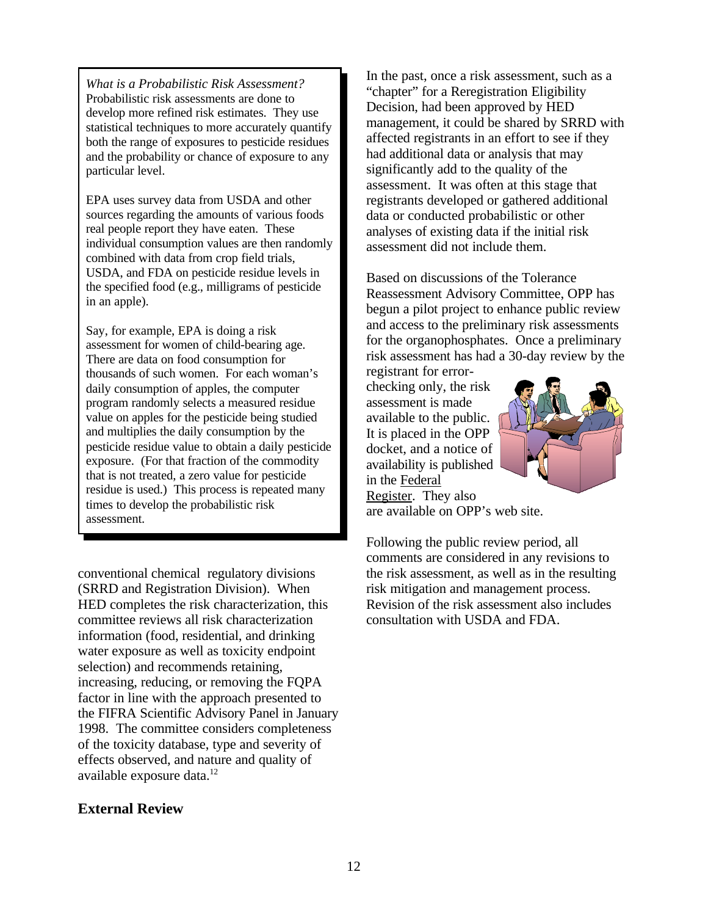> *What is a Probabilistic Risk Assessment?*
> Probabilistic risk assessments are done to develop more refined risk estimates. They use statistical techniques to more accurately quantify both the range of exposures to pesticide residues and the probability or chance of exposure to any particular level.
>
> EPA uses survey data from USDA and other sources regarding the amounts of various foods real people report they have eaten. These individual consumption values are then randomly combined with data from crop field trials, USDA, and FDA on pesticide residue levels in the specified food (e.g., milligrams of pesticide in an apple).
>
> Say, for example, EPA is doing a risk assessment for women of child-bearing age. There are data on food consumption for thousands of such women. For each woman's daily consumption of apples, the computer program randomly selects a measured residue value on apples for the pesticide being studied and multiplies the daily consumption by the pesticide residue value to obtain a daily pesticide exposure. (For that fraction of the commodity that is not treated, a zero value for pesticide residue is used.) This process is repeated many times to develop the probabilistic risk assessment.

conventional chemical regulatory divisions (SRRD and Registration Division). When HED completes the risk characterization, this committee reviews all risk characterization information (food, residential, and drinking water exposure as well as toxicity endpoint selection) and recommends retaining, increasing, reducing, or removing the FQPA factor in line with the approach presented to the FIFRA Scientific Advisory Panel in January 1998. The committee considers completeness of the toxicity database, type and severity of effects observed, and nature and quality of available exposure data.[12]

## External Review

In the past, once a risk assessment, such as a "chapter" for a Reregistration Eligibility Decision, had been approved by HED management, it could be shared by SRRD with affected registrants in an effort to see if they had additional data or analysis that may significantly add to the quality of the assessment. It was often at this stage that registrants developed or gathered additional data or conducted probabilistic or other analyses of existing data if the initial risk assessment did not include them.

Based on discussions of the Tolerance Reassessment Advisory Committee, OPP has begun a pilot project to enhance public review and access to the preliminary risk assessments for the organophosphates. Once a preliminary risk assessment has had a 30-day review by the registrant for error-checking only, the risk assessment is made available to the public. It is placed in the OPP docket, and a notice of availability is published in the Federal Register. They also are available on OPP's web site.

Following the public review period, all comments are considered in any revisions to the risk assessment, as well as in the resulting risk mitigation and management process. Revision of the risk assessment also includes consultation with USDA and FDA.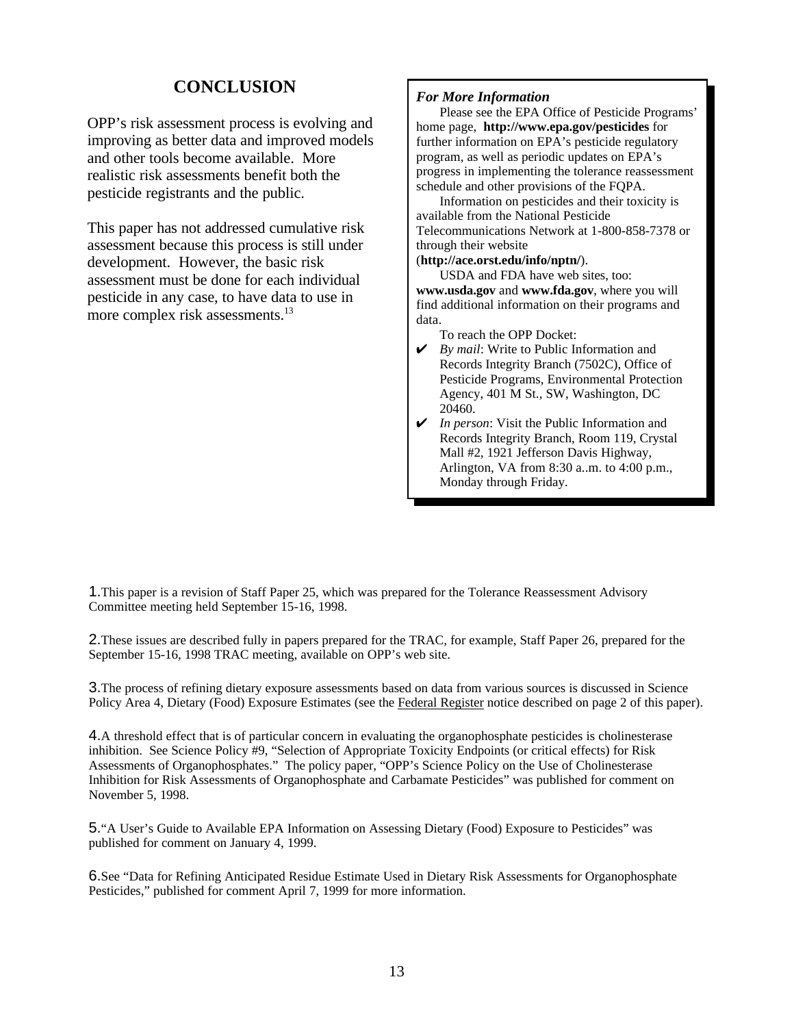## CONCLUSION

OPP's risk assessment process is evolving and improving as better data and improved models and other tools become available. More realistic risk assessments benefit both the pesticide registrants and the public.

This paper has not addressed cumulative risk assessment because this process is still under development. However, the basic risk assessment must be done for each individual pesticide in any case, to have data to use in more complex risk assessments.[13]

> ***For More Information***
>
> Please see the EPA Office of Pesticide Programs' home page, **http://www.epa.gov/pesticides** for further information on EPA's pesticide regulatory program, as well as periodic updates on EPA's progress in implementing the tolerance reassessment schedule and other provisions of the FQPA.
>
> Information on pesticides and their toxicity is available from the National Pesticide Telecommunications Network at 1-800-858-7378 or through their website (**http://ace.orst.edu/info/nptn/**).
>
> USDA and FDA have web sites, too: **www.usda.gov** and **www.fda.gov**, where you will find additional information on their programs and data.
>
> To reach the OPP Docket:
>
> - ✔ *By mail*: Write to Public Information and Records Integrity Branch (7502C), Office of Pesticide Programs, Environmental Protection Agency, 401 M St., SW, Washington, DC 20460.
> - ✔ *In person*: Visit the Public Information and Records Integrity Branch, Room 119, Crystal Mall #2, 1921 Jefferson Davis Highway, Arlington, VA from 8:30 a..m. to 4:00 p.m., Monday through Friday.

---

1.This paper is a revision of Staff Paper 25, which was prepared for the Tolerance Reassessment Advisory Committee meeting held September 15-16, 1998.

2.These issues are described fully in papers prepared for the TRAC, for example, Staff Paper 26, prepared for the September 15-16, 1998 TRAC meeting, available on OPP's web site.

3.The process of refining dietary exposure assessments based on data from various sources is discussed in Science Policy Area 4, Dietary (Food) Exposure Estimates (see the Federal Register notice described on page 2 of this paper).

4.A threshold effect that is of particular concern in evaluating the organophosphate pesticides is cholinesterase inhibition. See Science Policy #9, "Selection of Appropriate Toxicity Endpoints (or critical effects) for Risk Assessments of Organophosphates." The policy paper, "OPP's Science Policy on the Use of Cholinesterase Inhibition for Risk Assessments of Organophosphate and Carbamate Pesticides" was published for comment on November 5, 1998.

5."A User's Guide to Available EPA Information on Assessing Dietary (Food) Exposure to Pesticides" was published for comment on January 4, 1999.

6.See "Data for Refining Anticipated Residue Estimate Used in Dietary Risk Assessments for Organophosphate Pesticides," published for comment April 7, 1999 for more information.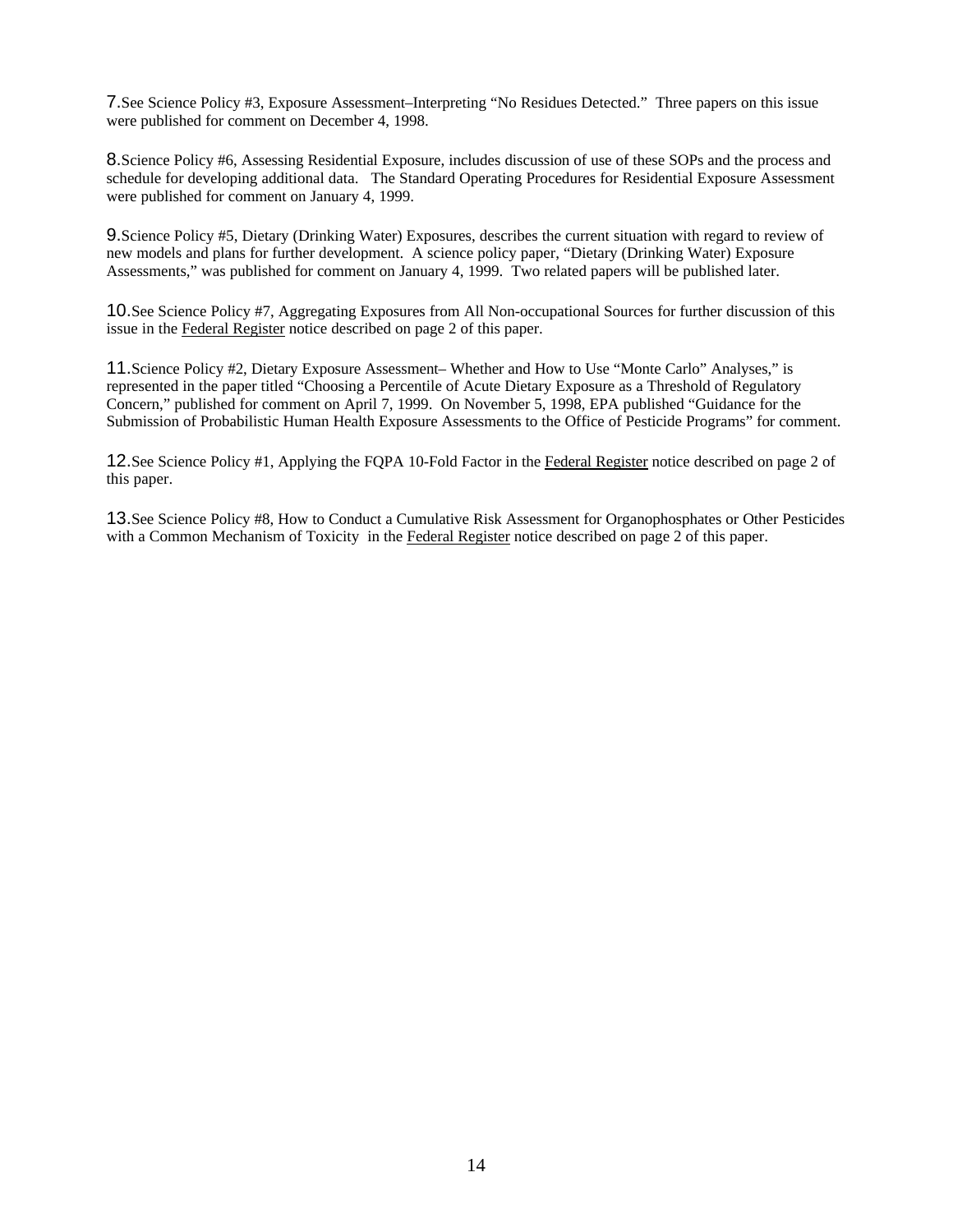7. See Science Policy #3, Exposure Assessment–Interpreting "No Residues Detected." Three papers on this issue were published for comment on December 4, 1998.

8. Science Policy #6, Assessing Residential Exposure, includes discussion of use of these SOPs and the process and schedule for developing additional data. The Standard Operating Procedures for Residential Exposure Assessment were published for comment on January 4, 1999.

9. Science Policy #5, Dietary (Drinking Water) Exposures, describes the current situation with regard to review of new models and plans for further development. A science policy paper, "Dietary (Drinking Water) Exposure Assessments," was published for comment on January 4, 1999. Two related papers will be published later.

10. See Science Policy #7, Aggregating Exposures from All Non-occupational Sources for further discussion of this issue in the Federal Register notice described on page 2 of this paper.

11. Science Policy #2, Dietary Exposure Assessment– Whether and How to Use "Monte Carlo" Analyses," is represented in the paper titled "Choosing a Percentile of Acute Dietary Exposure as a Threshold of Regulatory Concern," published for comment on April 7, 1999. On November 5, 1998, EPA published "Guidance for the Submission of Probabilistic Human Health Exposure Assessments to the Office of Pesticide Programs" for comment.

12. See Science Policy #1, Applying the FQPA 10-Fold Factor in the Federal Register notice described on page 2 of this paper.

13. See Science Policy #8, How to Conduct a Cumulative Risk Assessment for Organophosphates or Other Pesticides with a Common Mechanism of Toxicity in the Federal Register notice described on page 2 of this paper.